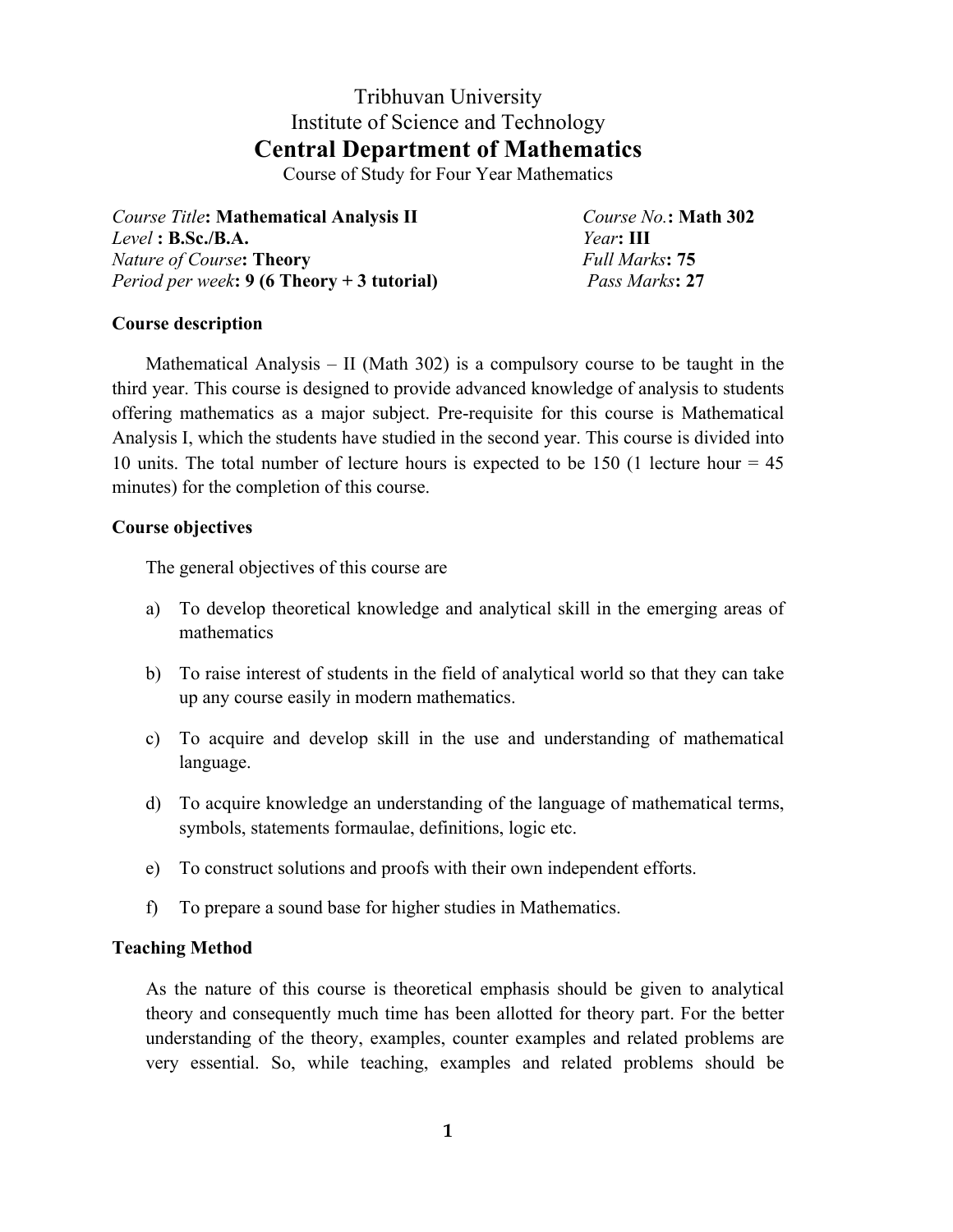# Tribhuvan University
## Institute of Science and Technology
# Central Department of Mathematics

Course of Study for Four Year Mathematics

*Course Title*: **Mathematical Analysis II** *Course No.*: **Math 302**
*Level* : **B.Sc./B.A.** *Year*: **III**
*Nature of Course*: **Theory** *Full Marks*: **75**
*Period per week*: **9 (6 Theory + 3 tutorial)** *Pass Marks*: **27**

**Course description**

Mathematical Analysis – II (Math 302) is a compulsory course to be taught in the third year. This course is designed to provide advanced knowledge of analysis to students offering mathematics as a major subject. Pre-requisite for this course is Mathematical Analysis I, which the students have studied in the second year. This course is divided into 10 units. The total number of lecture hours is expected to be 150 (1 lecture hour = 45 minutes) for the completion of this course.

**Course objectives**

The general objectives of this course are

a) To develop theoretical knowledge and analytical skill in the emerging areas of mathematics

b) To raise interest of students in the field of analytical world so that they can take up any course easily in modern mathematics.

c) To acquire and develop skill in the use and understanding of mathematical language.

d) To acquire knowledge an understanding of the language of mathematical terms, symbols, statements formaulae, definitions, logic etc.

e) To construct solutions and proofs with their own independent efforts.

f) To prepare a sound base for higher studies in Mathematics.

**Teaching Method**

As the nature of this course is theoretical emphasis should be given to analytical theory and consequently much time has been allotted for theory part. For the better understanding of the theory, examples, counter examples and related problems are very essential. So, while teaching, examples and related problems should be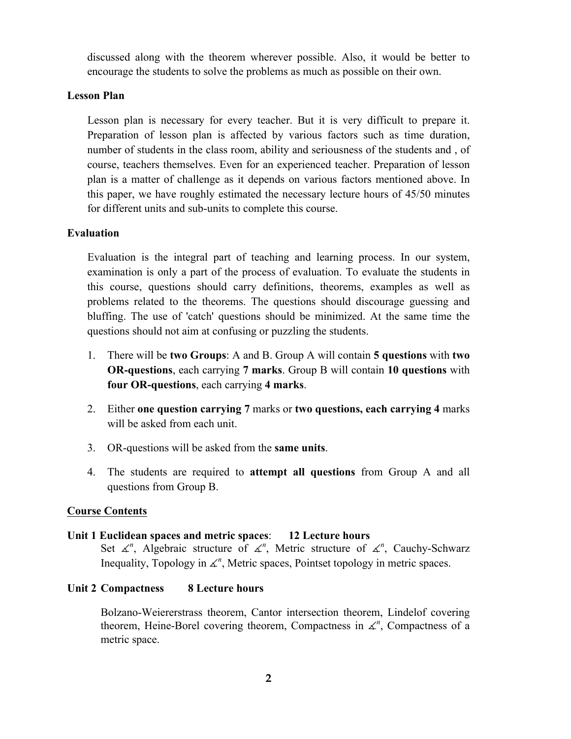discussed along with the theorem wherever possible. Also, it would be better to encourage the students to solve the problems as much as possible on their own.

### Lesson Plan

Lesson plan is necessary for every teacher. But it is very difficult to prepare it. Preparation of lesson plan is affected by various factors such as time duration, number of students in the class room, ability and seriousness of the students and , of course, teachers themselves. Even for an experienced teacher. Preparation of lesson plan is a matter of challenge as it depends on various factors mentioned above. In this paper, we have roughly estimated the necessary lecture hours of 45/50 minutes for different units and sub-units to complete this course.

### Evaluation

Evaluation is the integral part of teaching and learning process. In our system, examination is only a part of the process of evaluation. To evaluate the students in this course, questions should carry definitions, theorems, examples as well as problems related to the theorems. The questions should discourage guessing and bluffing. The use of 'catch' questions should be minimized. At the same time the questions should not aim at confusing or puzzling the students.

1. There will be **two Groups**: A and B. Group A will contain **5 questions** with **two OR-questions**, each carrying **7 marks**. Group B will contain **10 questions** with **four OR-questions**, each carrying **4 marks**.

2. Either **one question carrying 7** marks or **two questions, each carrying 4** marks will be asked from each unit.

3. OR-questions will be asked from the **same units**.

4. The students are required to **attempt all questions** from Group A and all questions from Group B.

### Course Contents

**Unit 1 Euclidean spaces and metric spaces**: **12 Lecture hours**

Set $\measuredangle^n$, Algebraic structure of $\measuredangle^n$, Metric structure of $\measuredangle^n$, Cauchy-Schwarz Inequality, Topology in $\measuredangle^n$, Metric spaces, Pointset topology in metric spaces.

**Unit 2 Compactness** **8 Lecture hours**

Bolzano-Weiererstrass theorem, Cantor intersection theorem, Lindelof covering theorem, Heine-Borel covering theorem, Compactness in $\measuredangle^n$, Compactness of a metric space.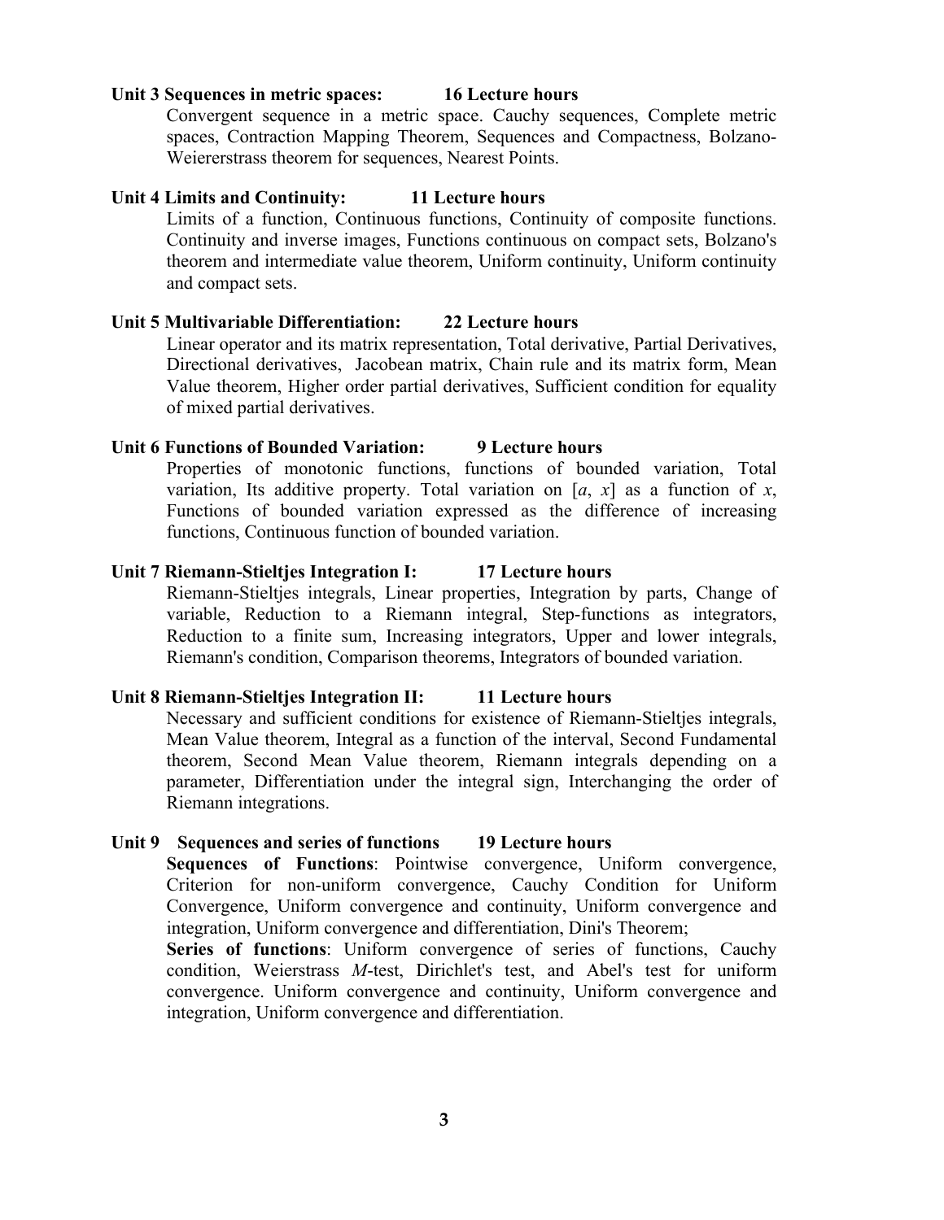**Unit 3 Sequences in metric spaces: 16 Lecture hours**

Convergent sequence in a metric space. Cauchy sequences, Complete metric spaces, Contraction Mapping Theorem, Sequences and Compactness, Bolzano-Weiererstrass theorem for sequences, Nearest Points.

**Unit 4 Limits and Continuity: 11 Lecture hours**

Limits of a function, Continuous functions, Continuity of composite functions. Continuity and inverse images, Functions continuous on compact sets, Bolzano's theorem and intermediate value theorem, Uniform continuity, Uniform continuity and compact sets.

**Unit 5 Multivariable Differentiation: 22 Lecture hours**

Linear operator and its matrix representation, Total derivative, Partial Derivatives, Directional derivatives, Jacobean matrix, Chain rule and its matrix form, Mean Value theorem, Higher order partial derivatives, Sufficient condition for equality of mixed partial derivatives.

**Unit 6 Functions of Bounded Variation: 9 Lecture hours**

Properties of monotonic functions, functions of bounded variation, Total variation, Its additive property. Total variation on $[a, x]$ as a function of $x$, Functions of bounded variation expressed as the difference of increasing functions, Continuous function of bounded variation.

**Unit 7 Riemann-Stieltjes Integration I: 17 Lecture hours**

Riemann-Stieltjes integrals, Linear properties, Integration by parts, Change of variable, Reduction to a Riemann integral, Step-functions as integrators, Reduction to a finite sum, Increasing integrators, Upper and lower integrals, Riemann's condition, Comparison theorems, Integrators of bounded variation.

**Unit 8 Riemann-Stieltjes Integration II: 11 Lecture hours**

Necessary and sufficient conditions for existence of Riemann-Stieltjes integrals, Mean Value theorem, Integral as a function of the interval, Second Fundamental theorem, Second Mean Value theorem, Riemann integrals depending on a parameter, Differentiation under the integral sign, Interchanging the order of Riemann integrations.

**Unit 9 Sequences and series of functions 19 Lecture hours**

**Sequences of Functions**: Pointwise convergence, Uniform convergence, Criterion for non-uniform convergence, Cauchy Condition for Uniform Convergence, Uniform convergence and continuity, Uniform convergence and integration, Uniform convergence and differentiation, Dini's Theorem;

**Series of functions**: Uniform convergence of series of functions, Cauchy condition, Weierstrass *M*-test, Dirichlet's test, and Abel's test for uniform convergence. Uniform convergence and continuity, Uniform convergence and integration, Uniform convergence and differentiation.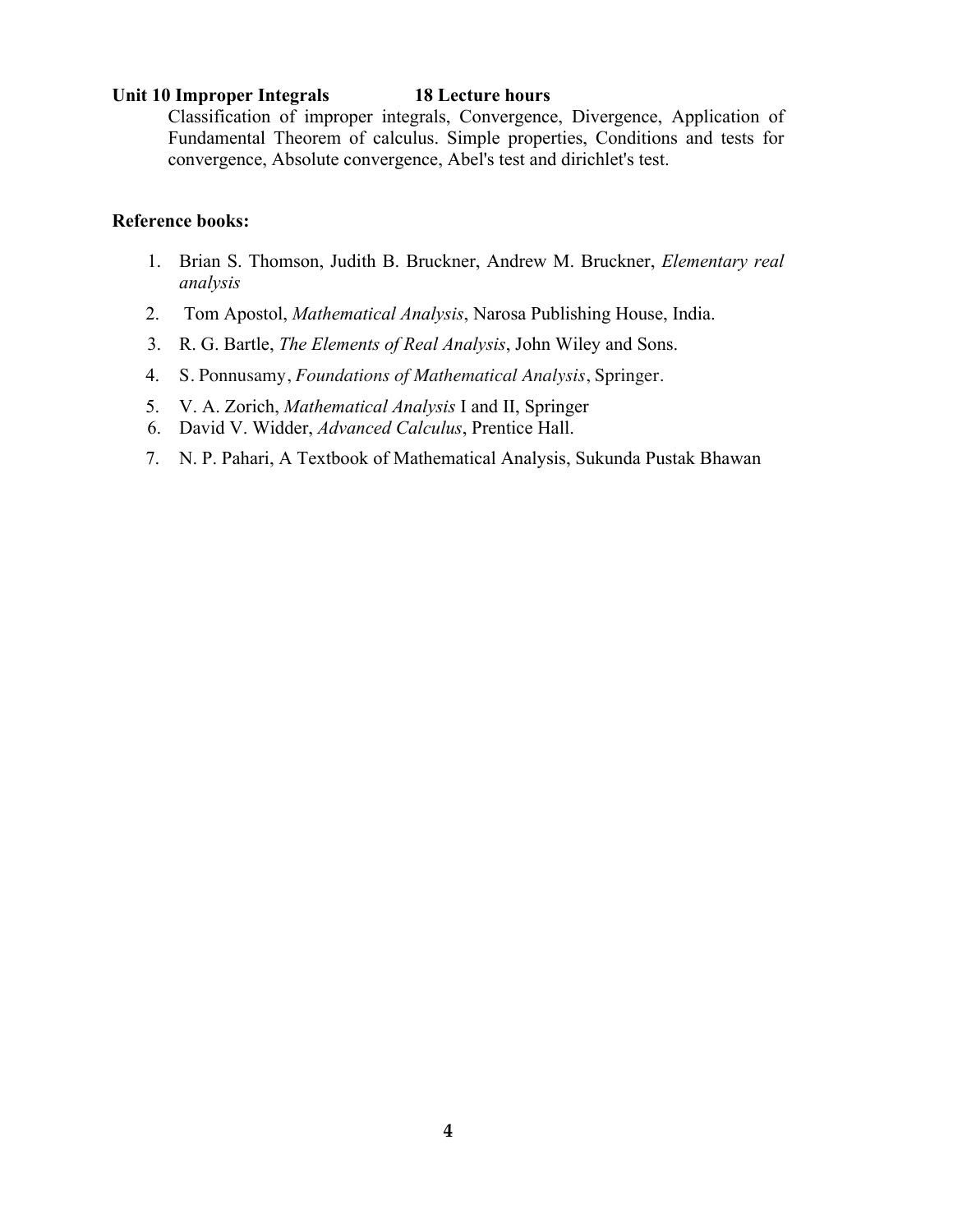**Unit 10 Improper Integrals 18 Lecture hours**

Classification of improper integrals, Convergence, Divergence, Application of Fundamental Theorem of calculus. Simple properties, Conditions and tests for convergence, Absolute convergence, Abel's test and dirichlet's test.

**Reference books:**

1. Brian S. Thomson, Judith B. Bruckner, Andrew M. Bruckner, *Elementary real analysis*
2. Tom Apostol, *Mathematical Analysis*, Narosa Publishing House, India.
3. R. G. Bartle, *The Elements of Real Analysis*, John Wiley and Sons.
4. S. Ponnusamy, *Foundations of Mathematical Analysis*, Springer.
5. V. A. Zorich, *Mathematical Analysis* I and II, Springer
6. David V. Widder, *Advanced Calculus*, Prentice Hall.
7. N. P. Pahari, A Textbook of Mathematical Analysis, Sukunda Pustak Bhawan